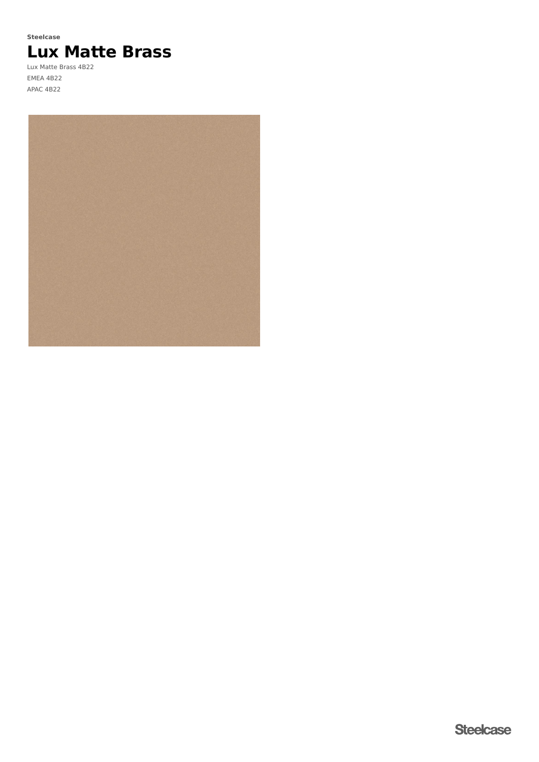**Steelcase**

# Lux Matte Brass

Lux Matte Brass 4B22

EMEA 4B22

APAC 4B22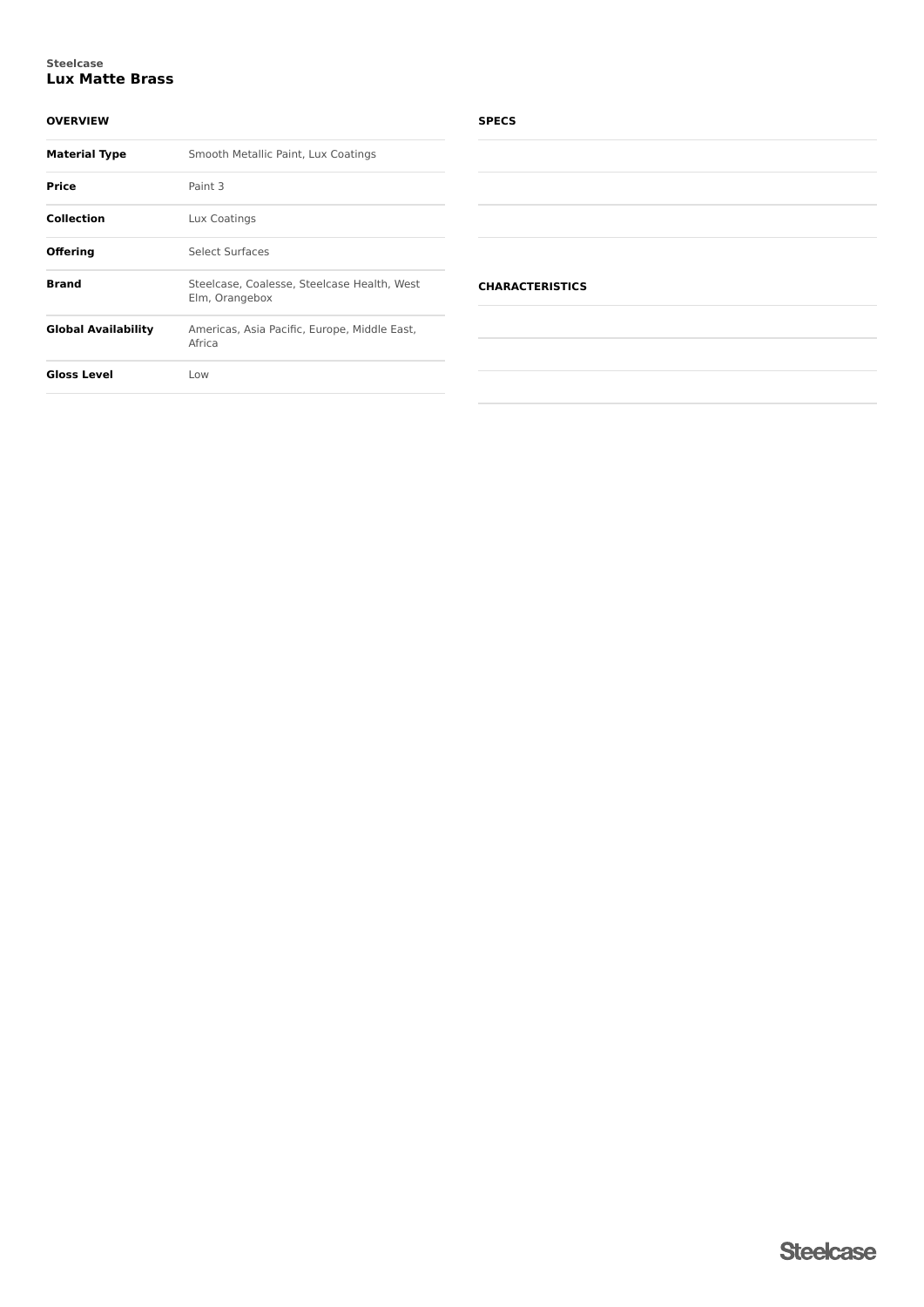Steelcase

# Lux Matte Brass

## OVERVIEW

| | |
|---|---|
| **Material Type** | Smooth Metallic Paint, Lux Coatings |
| **Price** | Paint 3 |
| **Collection** | Lux Coatings |
| **Offering** | Select Surfaces |
| **Brand** | Steelcase, Coalesse, Steelcase Health, West Elm, Orangebox |
| **Global Availability** | Americas, Asia Pacific, Europe, Middle East, Africa |
| **Gloss Level** | Low |

## SPECS

## CHARACTERISTICS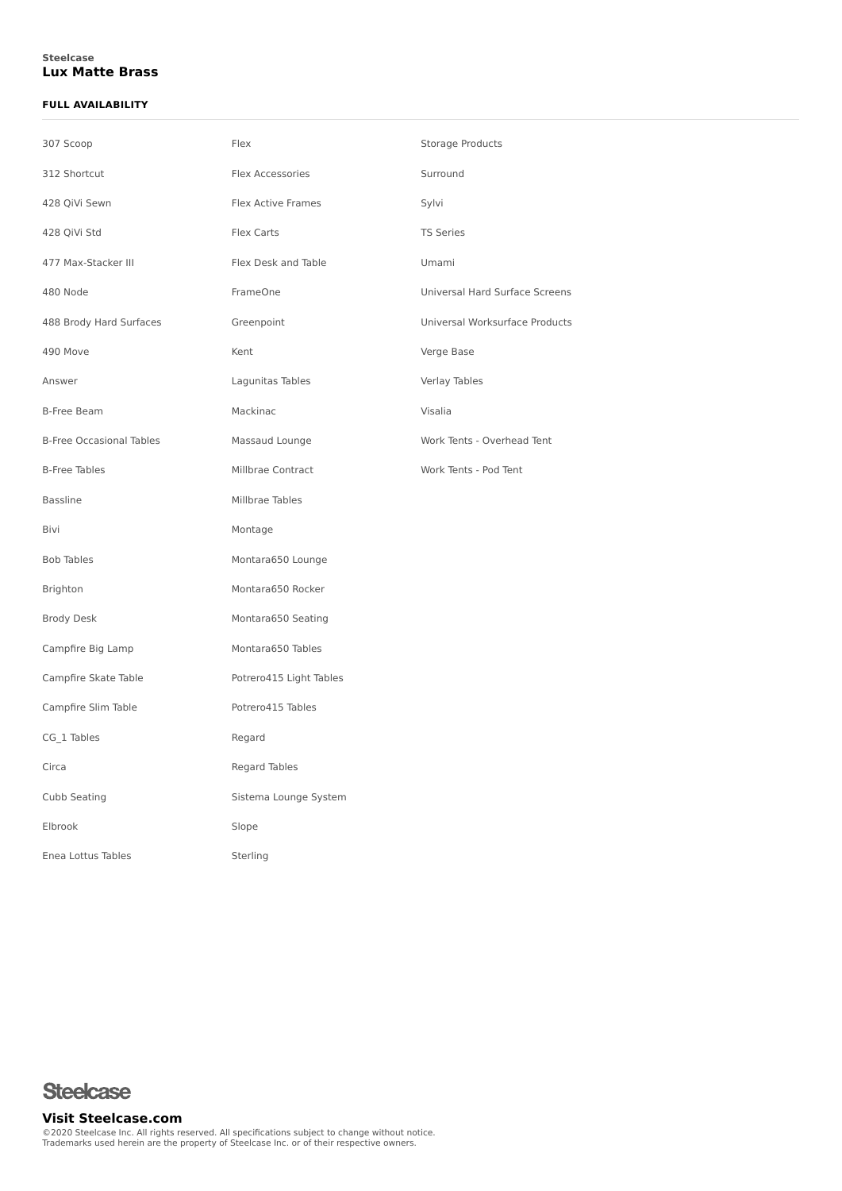Steelcase

# Lux Matte Brass

## FULL AVAILABILITY

- 307 Scoop
- 312 Shortcut
- 428 QiVi Sewn
- 428 QiVi Std
- 477 Max-Stacker III
- 480 Node
- 488 Brody Hard Surfaces
- 490 Move
- Answer
- B-Free Beam
- B-Free Occasional Tables
- B-Free Tables
- Bassline
- Bivi
- Bob Tables
- Brighton
- Brody Desk
- Campfire Big Lamp
- Campfire Skate Table
- Campfire Slim Table
- CG_1 Tables
- Circa
- Cubb Seating
- Elbrook
- Enea Lottus Tables
- Flex
- Flex Accessories
- Flex Active Frames
- Flex Carts
- Flex Desk and Table
- FrameOne
- Greenpoint
- Kent
- Lagunitas Tables
- Mackinac
- Massaud Lounge
- Millbrae Contract
- Millbrae Tables
- Montage
- Montara650 Lounge
- Montara650 Rocker
- Montara650 Seating
- Montara650 Tables
- Potrero415 Light Tables
- Potrero415 Tables
- Regard
- Regard Tables
- Sistema Lounge System
- Slope
- Sterling
- Storage Products
- Surround
- Sylvi
- TS Series
- Umami
- Universal Hard Surface Screens
- Universal Worksurface Products
- Verge Base
- Verlay Tables
- Visalia
- Work Tents - Overhead Tent
- Work Tents - Pod Tent

Steelcase

**Visit Steelcase.com**

©2020 Steelcase Inc. All rights reserved. All specifications subject to change without notice.
Trademarks used herein are the property of Steelcase Inc. or of their respective owners.